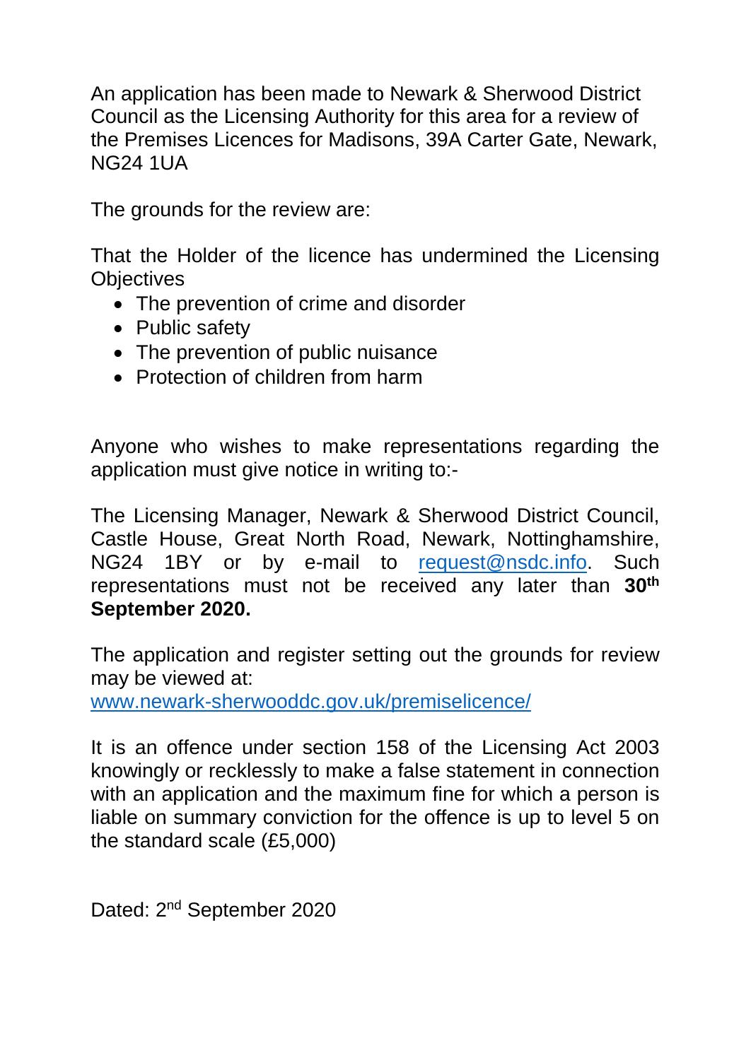An application has been made to Newark & Sherwood District Council as the Licensing Authority for this area for a review of the Premises Licences for Madisons, 39A Carter Gate, Newark, NG24 1UA

The grounds for the review are:

That the Holder of the licence has undermined the Licensing Objectives

- The prevention of crime and disorder
- Public safety
- The prevention of public nuisance
- Protection of children from harm

Anyone who wishes to make representations regarding the application must give notice in writing to:-

The Licensing Manager, Newark & Sherwood District Council, Castle House, Great North Road, Newark, Nottinghamshire, NG24 1BY or by e-mail to request@nsdc.info. Such representations must not be received any later than **30th September 2020.**

The application and register setting out the grounds for review may be viewed at: www.newark-sherwooddc.gov.uk/premiselicence/

It is an offence under section 158 of the Licensing Act 2003 knowingly or recklessly to make a false statement in connection with an application and the maximum fine for which a person is liable on summary conviction for the offence is up to level 5 on the standard scale (£5,000)

Dated: 2nd September 2020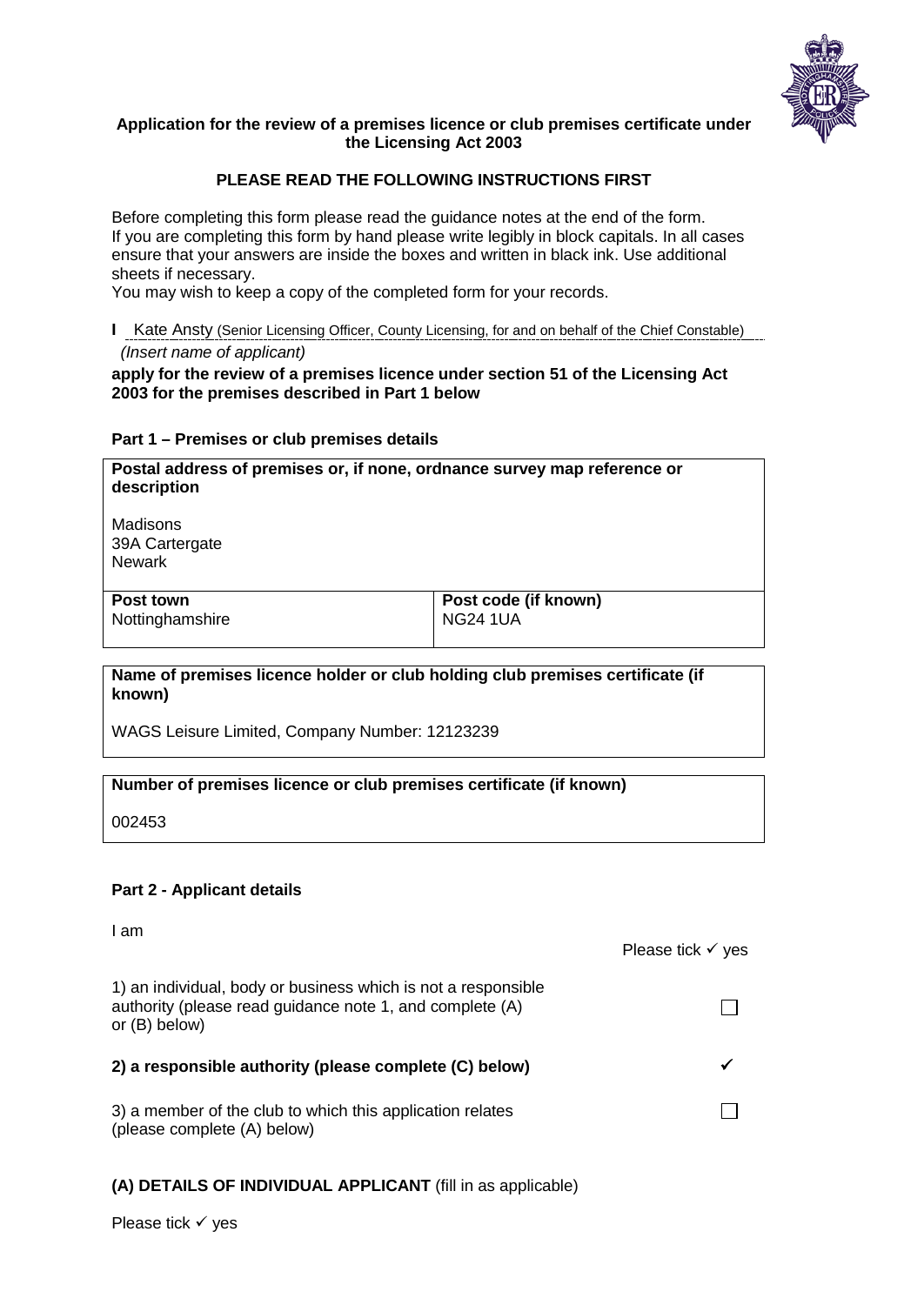**Application for the review of a premises licence or club premises certificate under the Licensing Act 2003**

**PLEASE READ THE FOLLOWING INSTRUCTIONS FIRST**

Before completing this form please read the guidance notes at the end of the form.
If you are completing this form by hand please write legibly in block capitals. In all cases ensure that your answers are inside the boxes and written in black ink. Use additional sheets if necessary.
You may wish to keep a copy of the completed form for your records.

**I** Kate Ansty (Senior Licensing Officer, County Licensing, for and on behalf of the Chief Constable)
*(Insert name of applicant)*

**apply for the review of a premises licence under section 51 of the Licensing Act 2003 for the premises described in Part 1 below**

**Part 1 – Premises or club premises details**

| | |
|---|---|
| **Postal address of premises or, if none, ordnance survey map reference or description**<br><br>Madisons<br>39A Cartergate<br>Newark | |
| **Post town**<br>Nottinghamshire | **Post code (if known)**<br>NG24 1UA |

**Name of premises licence holder or club holding club premises certificate (if known)**

WAGS Leisure Limited, Company Number: 12123239

**Number of premises licence or club premises certificate (if known)**

002453

**Part 2 - Applicant details**

I am

| | Please tick ✓ yes |
|---|---|
| 1) an individual, body or business which is not a responsible authority (please read guidance note 1, and complete (A) or (B) below) | ☐ |
| **2) a responsible authority (please complete (C) below)** | ✓ |
| 3) a member of the club to which this application relates (please complete (A) below) | ☐ |

**(A) DETAILS OF INDIVIDUAL APPLICANT** (fill in as applicable)

Please tick ✓ yes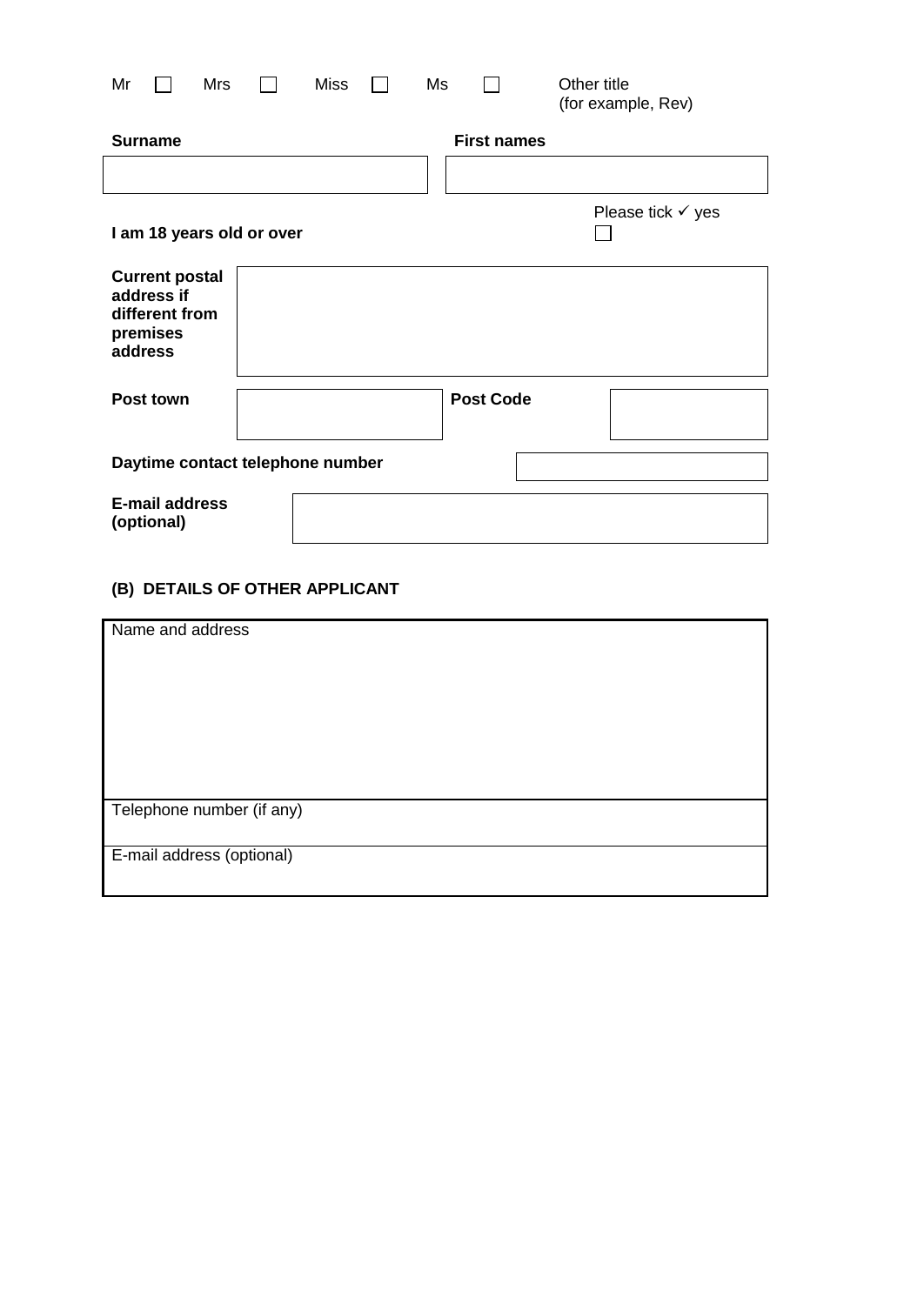Mr ☐ Mrs ☐ Miss ☐ Ms ☐ Other title (for example, Rev)

| **Surname** | **First names** |
|---|---|
| | |

**I am 18 years old or over** Please tick ✓ yes ☐

| | |
|---|---|
| **Current postal address if different from premises address** | |

| | | | |
|---|---|---|---|
| **Post town** | | **Post Code** | |

| | |
|---|---|
| **Daytime contact telephone number** | |
| **E-mail address (optional)** | |

**(B) DETAILS OF OTHER APPLICANT**

| |
|---|
| Name and address |
| Telephone number (if any) |
| E-mail address (optional) |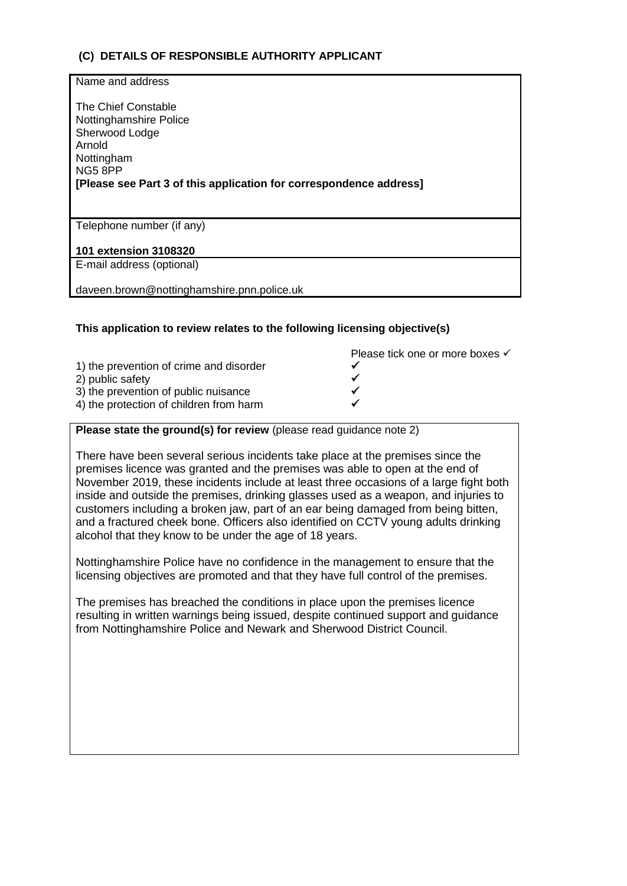### (C) DETAILS OF RESPONSIBLE AUTHORITY APPLICANT

| |
|---|
| Name and address<br><br>The Chief Constable<br>Nottinghamshire Police<br>Sherwood Lodge<br>Arnold<br>Nottingham<br>NG5 8PP<br>**[Please see Part 3 of this application for correspondence address]** |
| Telephone number (if any)<br><br>**101 extension 3108320** |
| E-mail address (optional)<br><br>daveen.brown@nottinghamshire.pnn.police.uk |

**This application to review relates to the following licensing objective(s)**

| | Please tick one or more boxes ✓ |
|---|---|
| 1) the prevention of crime and disorder | ✓ |
| 2) public safety | ✓ |
| 3) the prevention of public nuisance | ✓ |
| 4) the protection of children from harm | ✓ |

**Please state the ground(s) for review** (please read guidance note 2)

There have been several serious incidents take place at the premises since the premises licence was granted and the premises was able to open at the end of November 2019, these incidents include at least three occasions of a large fight both inside and outside the premises, drinking glasses used as a weapon, and injuries to customers including a broken jaw, part of an ear being damaged from being bitten, and a fractured cheek bone. Officers also identified on CCTV young adults drinking alcohol that they know to be under the age of 18 years.

Nottinghamshire Police have no confidence in the management to ensure that the licensing objectives are promoted and that they have full control of the premises.

The premises has breached the conditions in place upon the premises licence resulting in written warnings being issued, despite continued support and guidance from Nottinghamshire Police and Newark and Sherwood District Council.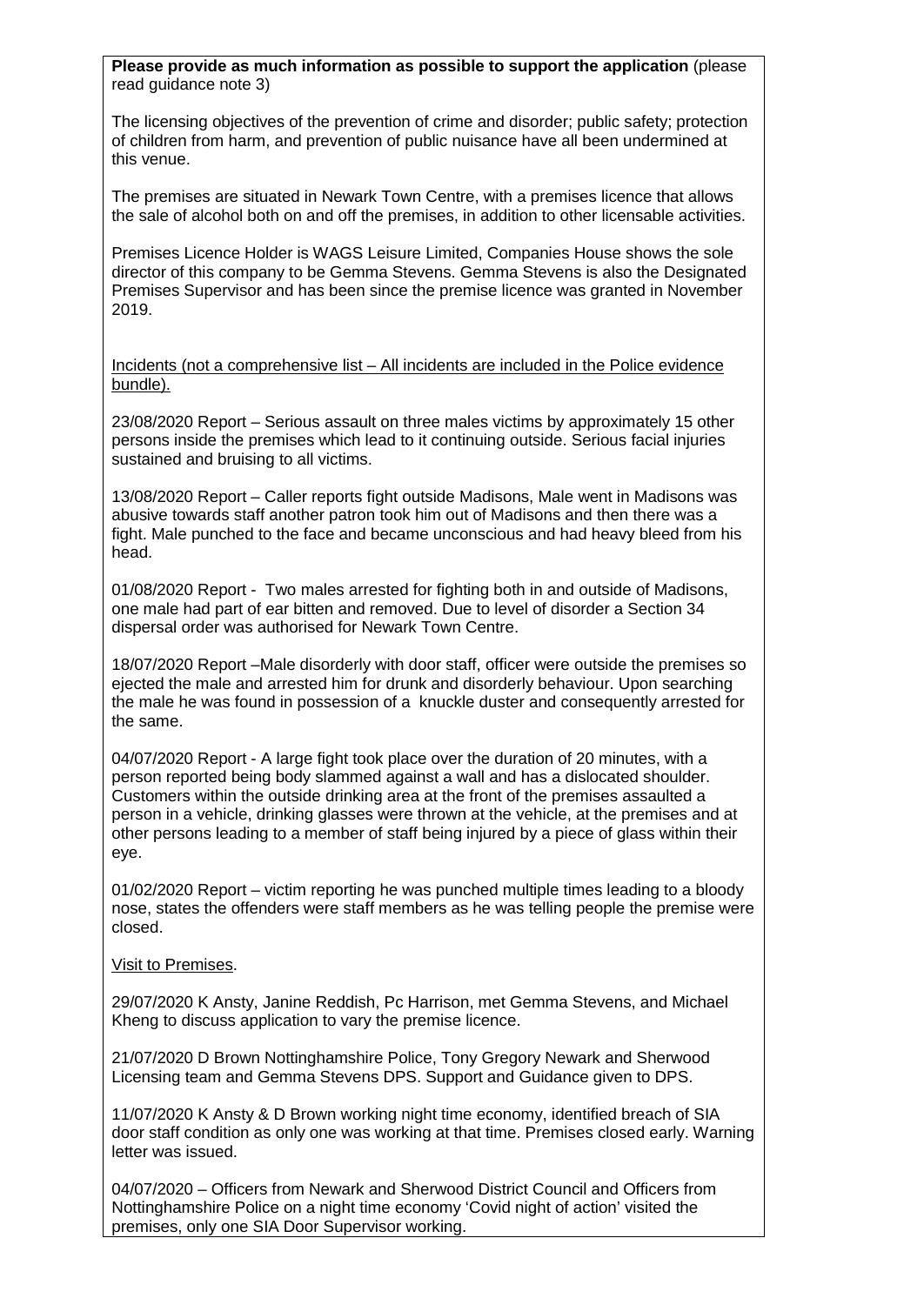**Please provide as much information as possible to support the application** (please read guidance note 3)

The licensing objectives of the prevention of crime and disorder; public safety; protection of children from harm, and prevention of public nuisance have all been undermined at this venue.

The premises are situated in Newark Town Centre, with a premises licence that allows the sale of alcohol both on and off the premises, in addition to other licensable activities.

Premises Licence Holder is WAGS Leisure Limited, Companies House shows the sole director of this company to be Gemma Stevens. Gemma Stevens is also the Designated Premises Supervisor and has been since the premise licence was granted in November 2019.

Incidents (not a comprehensive list – All incidents are included in the Police evidence bundle).

23/08/2020 Report – Serious assault on three males victims by approximately 15 other persons inside the premises which lead to it continuing outside. Serious facial injuries sustained and bruising to all victims.

13/08/2020 Report – Caller reports fight outside Madisons, Male went in Madisons was abusive towards staff another patron took him out of Madisons and then there was a fight. Male punched to the face and became unconscious and had heavy bleed from his head.

01/08/2020 Report - Two males arrested for fighting both in and outside of Madisons, one male had part of ear bitten and removed. Due to level of disorder a Section 34 dispersal order was authorised for Newark Town Centre.

18/07/2020 Report –Male disorderly with door staff, officer were outside the premises so ejected the male and arrested him for drunk and disorderly behaviour. Upon searching the male he was found in possession of a knuckle duster and consequently arrested for the same.

04/07/2020 Report - A large fight took place over the duration of 20 minutes, with a person reported being body slammed against a wall and has a dislocated shoulder. Customers within the outside drinking area at the front of the premises assaulted a person in a vehicle, drinking glasses were thrown at the vehicle, at the premises and at other persons leading to a member of staff being injured by a piece of glass within their eye.

01/02/2020 Report – victim reporting he was punched multiple times leading to a bloody nose, states the offenders were staff members as he was telling people the premise were closed.

Visit to Premises.

29/07/2020 K Ansty, Janine Reddish, Pc Harrison, met Gemma Stevens, and Michael Kheng to discuss application to vary the premise licence.

21/07/2020 D Brown Nottinghamshire Police, Tony Gregory Newark and Sherwood Licensing team and Gemma Stevens DPS. Support and Guidance given to DPS.

11/07/2020 K Ansty & D Brown working night time economy, identified breach of SIA door staff condition as only one was working at that time. Premises closed early. Warning letter was issued.

04/07/2020 – Officers from Newark and Sherwood District Council and Officers from Nottinghamshire Police on a night time economy 'Covid night of action' visited the premises, only one SIA Door Supervisor working.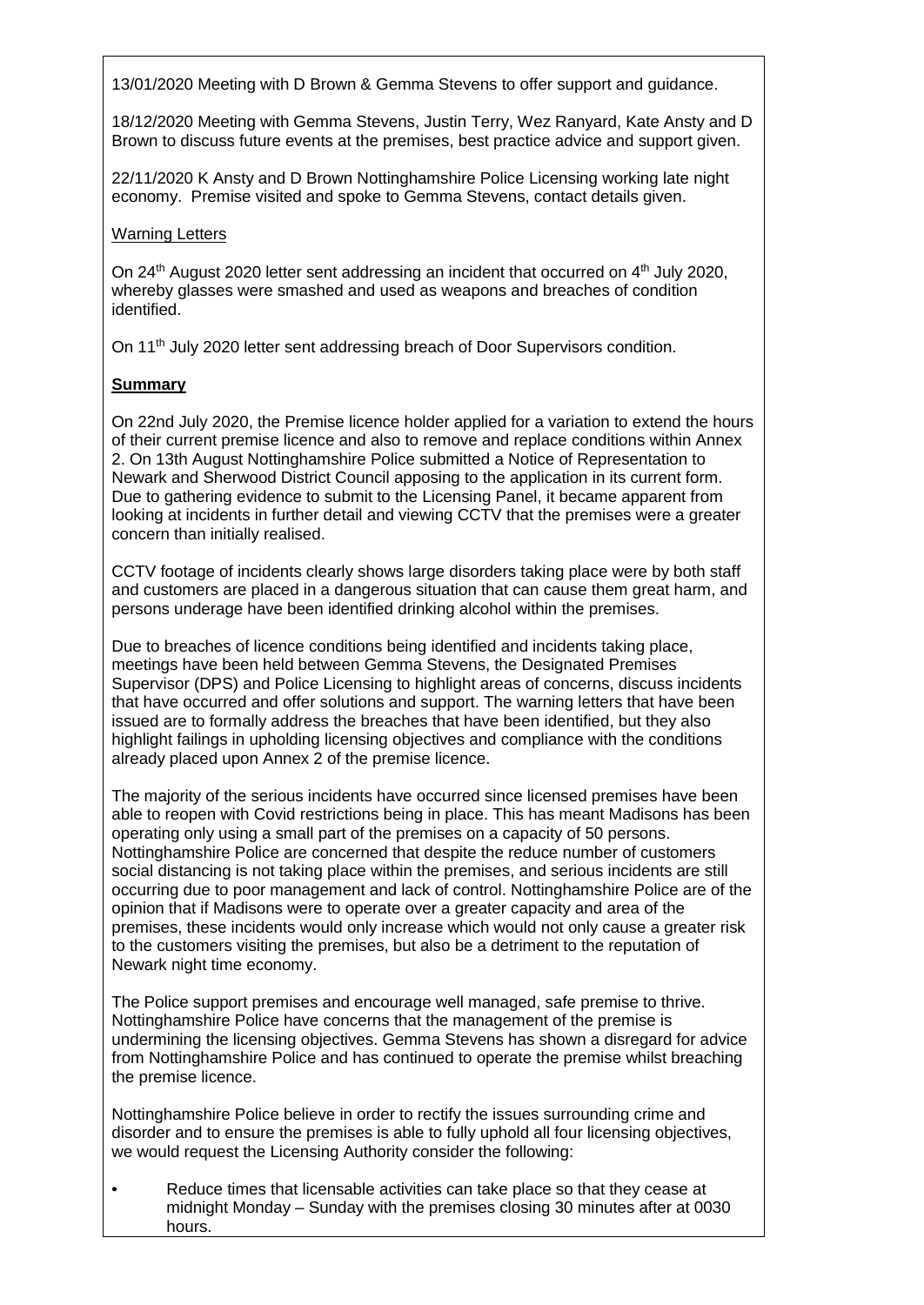13/01/2020 Meeting with D Brown & Gemma Stevens to offer support and guidance.

18/12/2020 Meeting with Gemma Stevens, Justin Terry, Wez Ranyard, Kate Ansty and D Brown to discuss future events at the premises, best practice advice and support given.

22/11/2020 K Ansty and D Brown Nottinghamshire Police Licensing working late night economy. Premise visited and spoke to Gemma Stevens, contact details given.

Warning Letters

On 24th August 2020 letter sent addressing an incident that occurred on 4th July 2020, whereby glasses were smashed and used as weapons and breaches of condition identified.

On 11th July 2020 letter sent addressing breach of Door Supervisors condition.

**Summary**

On 22nd July 2020, the Premise licence holder applied for a variation to extend the hours of their current premise licence and also to remove and replace conditions within Annex 2. On 13th August Nottinghamshire Police submitted a Notice of Representation to Newark and Sherwood District Council apposing to the application in its current form. Due to gathering evidence to submit to the Licensing Panel, it became apparent from looking at incidents in further detail and viewing CCTV that the premises were a greater concern than initially realised.

CCTV footage of incidents clearly shows large disorders taking place were by both staff and customers are placed in a dangerous situation that can cause them great harm, and persons underage have been identified drinking alcohol within the premises.

Due to breaches of licence conditions being identified and incidents taking place, meetings have been held between Gemma Stevens, the Designated Premises Supervisor (DPS) and Police Licensing to highlight areas of concerns, discuss incidents that have occurred and offer solutions and support. The warning letters that have been issued are to formally address the breaches that have been identified, but they also highlight failings in upholding licensing objectives and compliance with the conditions already placed upon Annex 2 of the premise licence.

The majority of the serious incidents have occurred since licensed premises have been able to reopen with Covid restrictions being in place. This has meant Madisons has been operating only using a small part of the premises on a capacity of 50 persons. Nottinghamshire Police are concerned that despite the reduce number of customers social distancing is not taking place within the premises, and serious incidents are still occurring due to poor management and lack of control. Nottinghamshire Police are of the opinion that if Madisons were to operate over a greater capacity and area of the premises, these incidents would only increase which would not only cause a greater risk to the customers visiting the premises, but also be a detriment to the reputation of Newark night time economy.

The Police support premises and encourage well managed, safe premise to thrive. Nottinghamshire Police have concerns that the management of the premise is undermining the licensing objectives. Gemma Stevens has shown a disregard for advice from Nottinghamshire Police and has continued to operate the premise whilst breaching the premise licence.

Nottinghamshire Police believe in order to rectify the issues surrounding crime and disorder and to ensure the premises is able to fully uphold all four licensing objectives, we would request the Licensing Authority consider the following:

- Reduce times that licensable activities can take place so that they cease at midnight Monday – Sunday with the premises closing 30 minutes after at 0030 hours.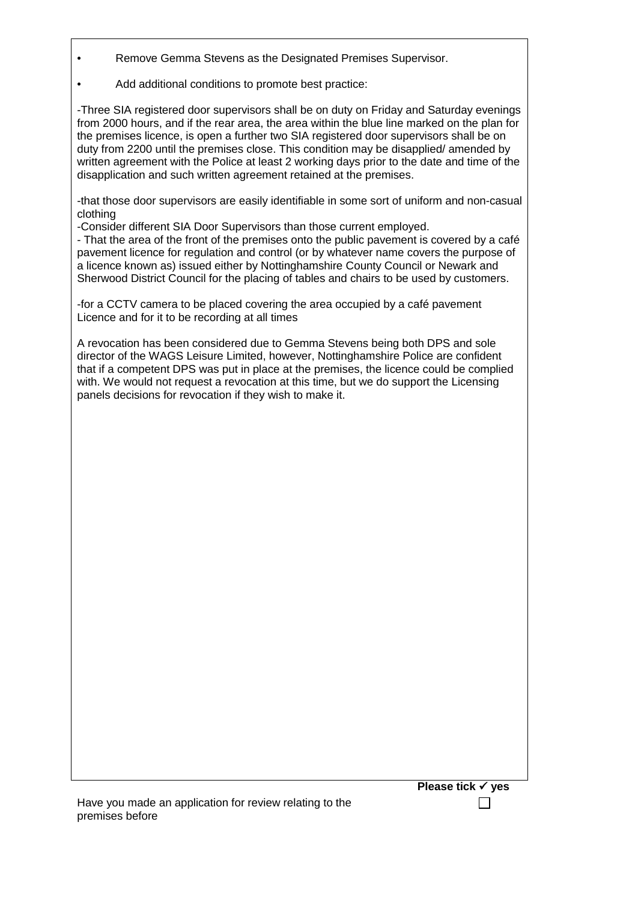- Remove Gemma Stevens as the Designated Premises Supervisor.
- Add additional conditions to promote best practice:

-Three SIA registered door supervisors shall be on duty on Friday and Saturday evenings from 2000 hours, and if the rear area, the area within the blue line marked on the plan for the premises licence, is open a further two SIA registered door supervisors shall be on duty from 2200 until the premises close. This condition may be disapplied/ amended by written agreement with the Police at least 2 working days prior to the date and time of the disapplication and such written agreement retained at the premises.

-that those door supervisors are easily identifiable in some sort of uniform and non-casual clothing

-Consider different SIA Door Supervisors than those current employed.

- That the area of the front of the premises onto the public pavement is covered by a café pavement licence for regulation and control (or by whatever name covers the purpose of a licence known as) issued either by Nottinghamshire County Council or Newark and Sherwood District Council for the placing of tables and chairs to be used by customers.

-for a CCTV camera to be placed covering the area occupied by a café pavement Licence and for it to be recording at all times

A revocation has been considered due to Gemma Stevens being both DPS and sole director of the WAGS Leisure Limited, however, Nottinghamshire Police are confident that if a competent DPS was put in place at the premises, the licence could be complied with. We would not request a revocation at this time, but we do support the Licensing panels decisions for revocation if they wish to make it.

| | Please tick ✓ yes |
|---|---|
| Have you made an application for review relating to the premises before | ☐ |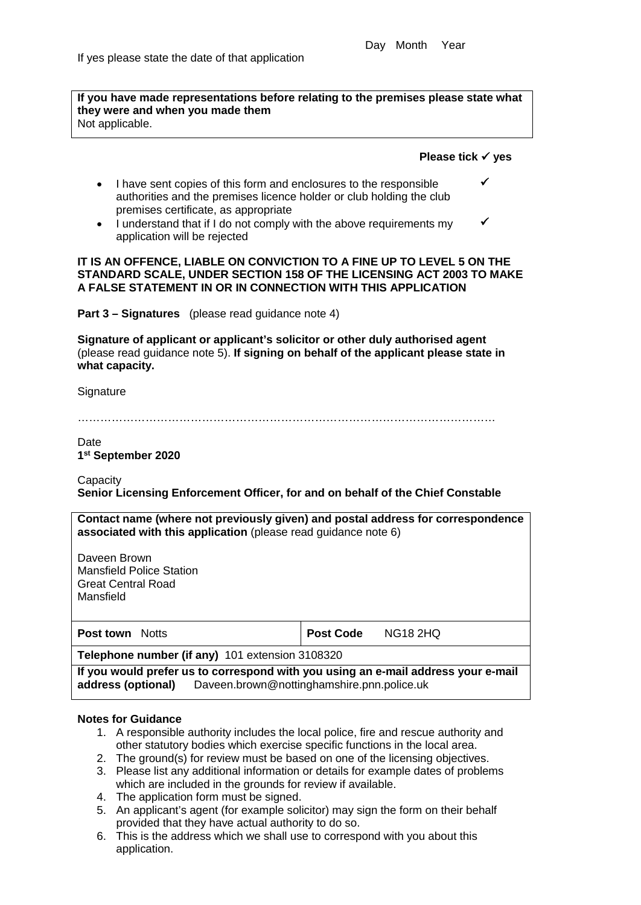Day Month Year

If yes please state the date of that application

| |
|---|
| **If you have made representations before relating to the premises please state what they were and when you made them**<br>Not applicable. |

**Please tick ✓ yes**

- I have sent copies of this form and enclosures to the responsible authorities and the premises licence holder or club holding the club premises certificate, as appropriate ✓
- I understand that if I do not comply with the above requirements my application will be rejected ✓

**IT IS AN OFFENCE, LIABLE ON CONVICTION TO A FINE UP TO LEVEL 5 ON THE STANDARD SCALE, UNDER SECTION 158 OF THE LICENSING ACT 2003 TO MAKE A FALSE STATEMENT IN OR IN CONNECTION WITH THIS APPLICATION**

**Part 3 – Signatures** (please read guidance note 4)

**Signature of applicant or applicant's solicitor or other duly authorised agent** (please read guidance note 5). **If signing on behalf of the applicant please state in what capacity.**

Signature

…………………………………………………………………………………………………

Date
**1st September 2020**

Capacity
**Senior Licensing Enforcement Officer, for and on behalf of the Chief Constable**

| | |
|---|---|
| **Contact name (where not previously given) and postal address for correspondence associated with this application** (please read guidance note 6)<br><br>Daveen Brown<br>Mansfield Police Station<br>Great Central Road<br>Mansfield | |
| **Post town** Notts | **Post Code** NG18 2HQ |
| **Telephone number (if any)** 101 extension 3108320 | |
| **If you would prefer us to correspond with you using an e-mail address your e-mail address (optional)** Daveen.brown@nottinghamshire.pnn.police.uk | |

**Notes for Guidance**

1. A responsible authority includes the local police, fire and rescue authority and other statutory bodies which exercise specific functions in the local area.
2. The ground(s) for review must be based on one of the licensing objectives.
3. Please list any additional information or details for example dates of problems which are included in the grounds for review if available.
4. The application form must be signed.
5. An applicant's agent (for example solicitor) may sign the form on their behalf provided that they have actual authority to do so.
6. This is the address which we shall use to correspond with you about this application.